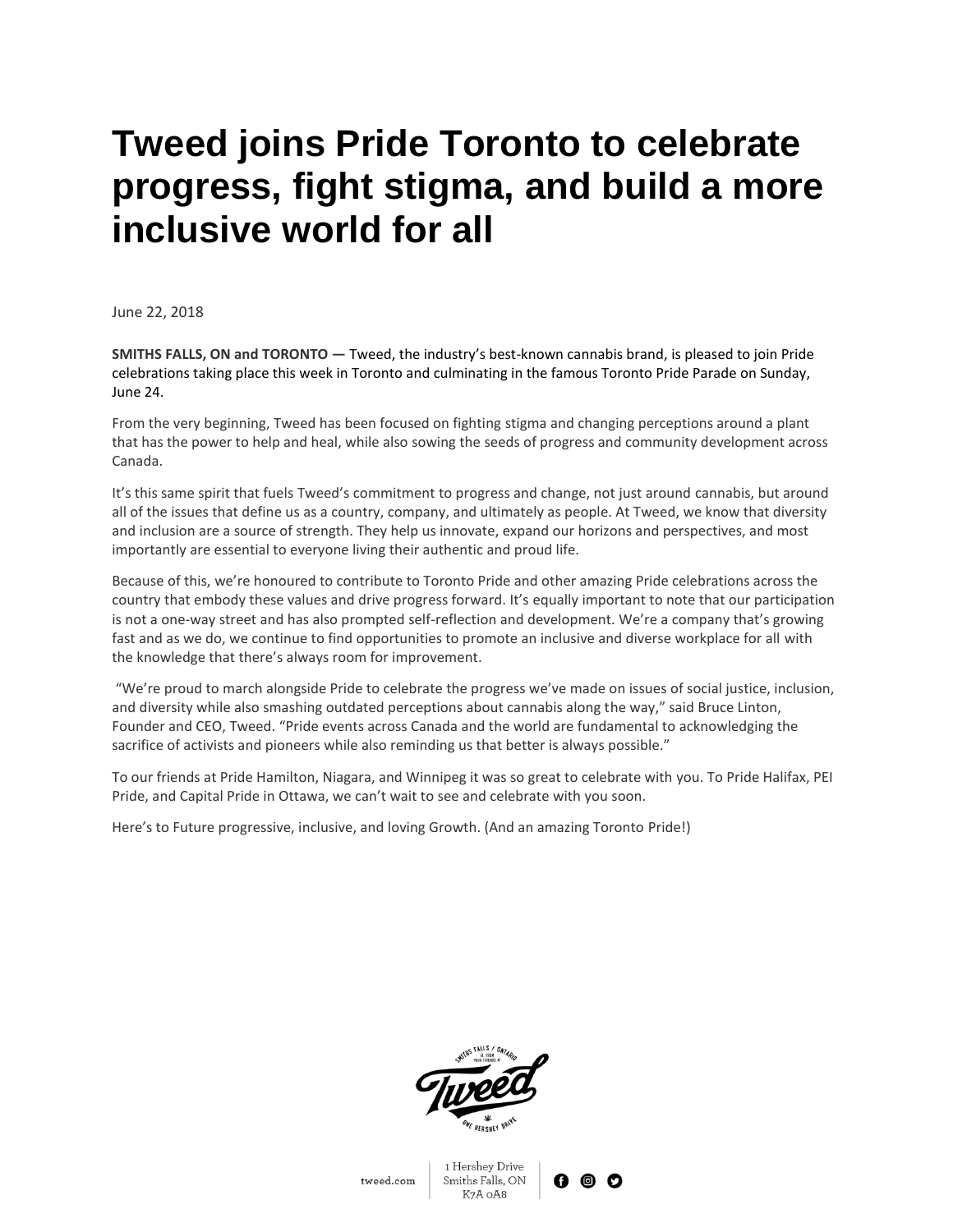# Tweed joins Pride Toronto to celebrate progress, fight stigma, and build a more inclusive world for all

June 22, 2018

**SMITHS FALLS, ON and TORONTO —** Tweed, the industry's best-known cannabis brand, is pleased to join Pride celebrations taking place this week in Toronto and culminating in the famous Toronto Pride Parade on Sunday, June 24.

From the very beginning, Tweed has been focused on fighting stigma and changing perceptions around a plant that has the power to help and heal, while also sowing the seeds of progress and community development across Canada.

It's this same spirit that fuels Tweed's commitment to progress and change, not just around cannabis, but around all of the issues that define us as a country, company, and ultimately as people. At Tweed, we know that diversity and inclusion are a source of strength. They help us innovate, expand our horizons and perspectives, and most importantly are essential to everyone living their authentic and proud life.

Because of this, we're honoured to contribute to Toronto Pride and other amazing Pride celebrations across the country that embody these values and drive progress forward. It's equally important to note that our participation is not a one-way street and has also prompted self-reflection and development. We're a company that's growing fast and as we do, we continue to find opportunities to promote an inclusive and diverse workplace for all with the knowledge that there's always room for improvement.

"We're proud to march alongside Pride to celebrate the progress we've made on issues of social justice, inclusion, and diversity while also smashing outdated perceptions about cannabis along the way," said Bruce Linton, Founder and CEO, Tweed. "Pride events across Canada and the world are fundamental to acknowledging the sacrifice of activists and pioneers while also reminding us that better is always possible."

To our friends at Pride Hamilton, Niagara, and Winnipeg it was so great to celebrate with you. To Pride Halifax, PEI Pride, and Capital Pride in Ottawa, we can't wait to see and celebrate with you soon.

Here's to Future progressive, inclusive, and loving Growth. (And an amazing Toronto Pride!)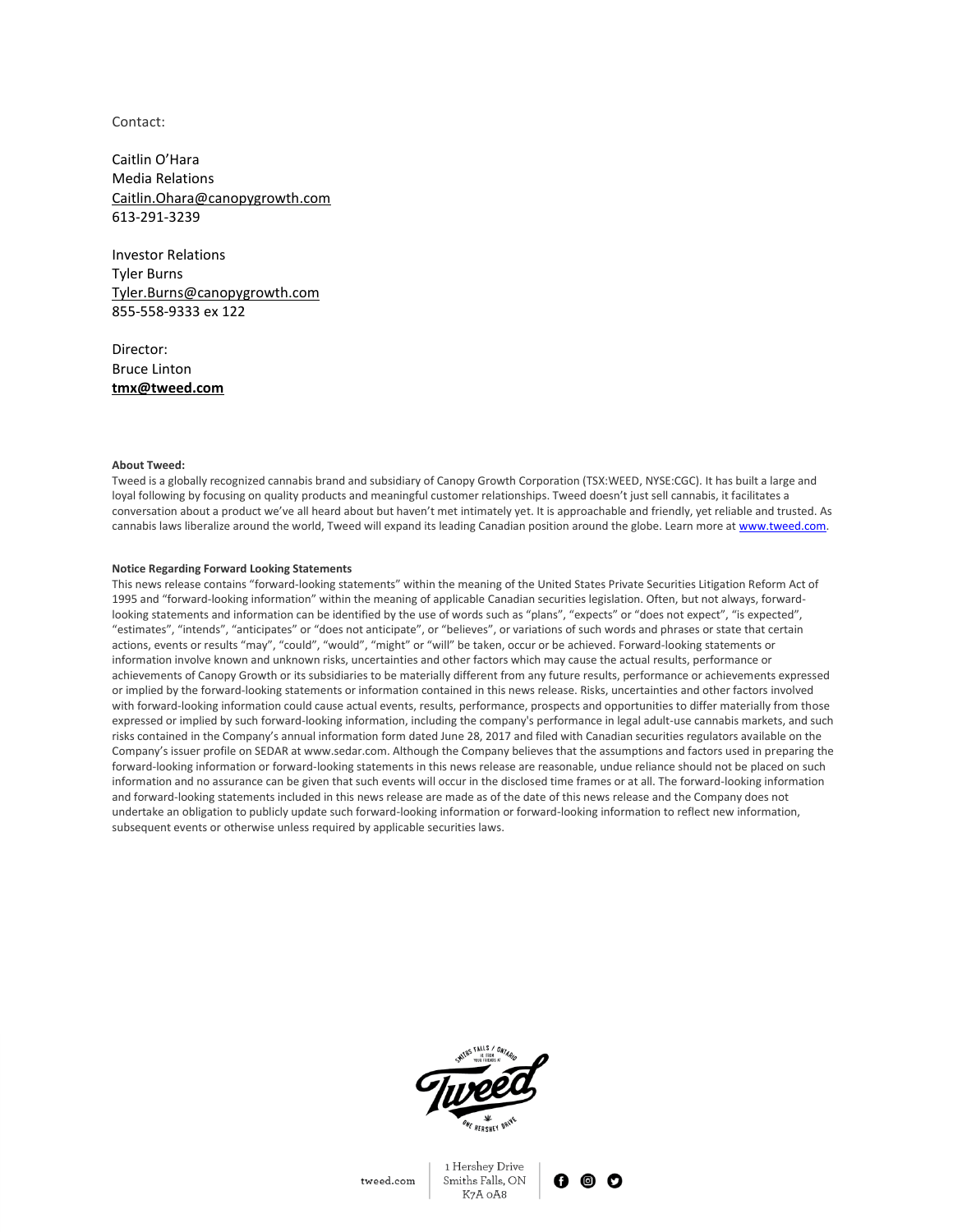Contact:

Caitlin O'Hara
Media Relations
Caitlin.Ohara@canopygrowth.com
613-291-3239

Investor Relations
Tyler Burns
Tyler.Burns@canopygrowth.com
855-558-9333 ex 122

Director:
Bruce Linton
**tmx@tweed.com**

**About Tweed:**
Tweed is a globally recognized cannabis brand and subsidiary of Canopy Growth Corporation (TSX:WEED, NYSE:CGC). It has built a large and loyal following by focusing on quality products and meaningful customer relationships. Tweed doesn't just sell cannabis, it facilitates a conversation about a product we've all heard about but haven't met intimately yet. It is approachable and friendly, yet reliable and trusted. As cannabis laws liberalize around the world, Tweed will expand its leading Canadian position around the globe. Learn more at www.tweed.com.

**Notice Regarding Forward Looking Statements**
This news release contains "forward-looking statements" within the meaning of the United States Private Securities Litigation Reform Act of 1995 and "forward-looking information" within the meaning of applicable Canadian securities legislation. Often, but not always, forward-looking statements and information can be identified by the use of words such as "plans", "expects" or "does not expect", "is expected", "estimates", "intends", "anticipates" or "does not anticipate", or "believes", or variations of such words and phrases or state that certain actions, events or results "may", "could", "would", "might" or "will" be taken, occur or be achieved. Forward-looking statements or information involve known and unknown risks, uncertainties and other factors which may cause the actual results, performance or achievements of Canopy Growth or its subsidiaries to be materially different from any future results, performance or achievements expressed or implied by the forward-looking statements or information contained in this news release. Risks, uncertainties and other factors involved with forward-looking information could cause actual events, results, performance, prospects and opportunities to differ materially from those expressed or implied by such forward-looking information, including the company's performance in legal adult-use cannabis markets, and such risks contained in the Company's annual information form dated June 28, 2017 and filed with Canadian securities regulators available on the Company's issuer profile on SEDAR at www.sedar.com. Although the Company believes that the assumptions and factors used in preparing the forward-looking information or forward-looking statements in this news release are reasonable, undue reliance should not be placed on such information and no assurance can be given that such events will occur in the disclosed time frames or at all. The forward-looking information and forward-looking statements included in this news release are made as of the date of this news release and the Company does not undertake an obligation to publicly update such forward-looking information or forward-looking information to reflect new information, subsequent events or otherwise unless required by applicable securities laws.

tweed.com | 1 Hershey Drive Smiths Falls, ON K7A 0A8